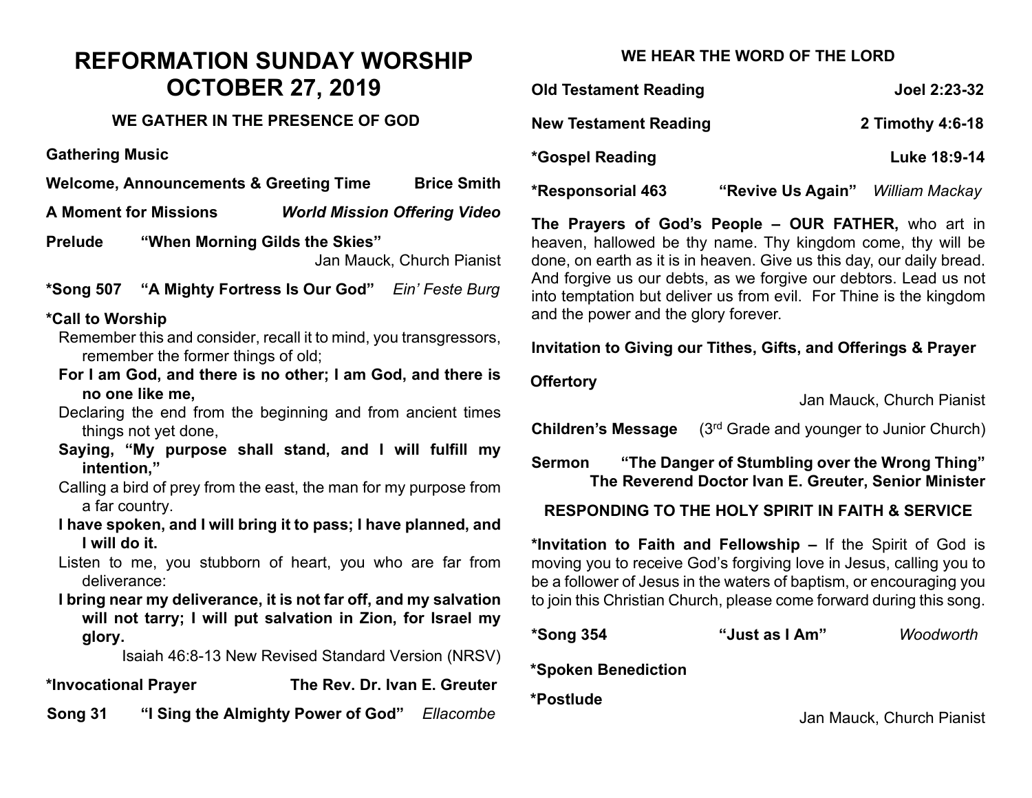# REFORMATION SUNDAY WORSHIP
# OCTOBER 27, 2019

### WE GATHER IN THE PRESENCE OF GOD

**Gathering Music**

**Welcome, Announcements & Greeting Time** **Brice Smith**

**A Moment for Missions** ***World Mission Offering Video***

**Prelude** **"When Morning Gilds the Skies"**
Jan Mauck, Church Pianist

**\*Song 507** **"A Mighty Fortress Is Our God"** *Ein' Feste Burg*

**\*Call to Worship**

Remember this and consider, recall it to mind, you transgressors, remember the former things of old;

**For I am God, and there is no other; I am God, and there is no one like me,**

Declaring the end from the beginning and from ancient times things not yet done,

**Saying, "My purpose shall stand, and I will fulfill my intention,"**

Calling a bird of prey from the east, the man for my purpose from a far country.

**I have spoken, and I will bring it to pass; I have planned, and I will do it.**

Listen to me, you stubborn of heart, you who are far from deliverance:

**I bring near my deliverance, it is not far off, and my salvation will not tarry; I will put salvation in Zion, for Israel my glory.**

Isaiah 46:8-13 New Revised Standard Version (NRSV)

**\*Invocational Prayer** **The Rev. Dr. Ivan E. Greuter**

**Song 31** **"I Sing the Almighty Power of God"** *Ellacombe*

### WE HEAR THE WORD OF THE LORD

**Old Testament Reading** **Joel 2:23-32**

**New Testament Reading** **2 Timothy 4:6-18**

**\*Gospel Reading** **Luke 18:9-14**

**\*Responsorial 463** **"Revive Us Again"** *William Mackay*

**The Prayers of God's People – OUR FATHER,** who art in heaven, hallowed be thy name. Thy kingdom come, thy will be done, on earth as it is in heaven. Give us this day, our daily bread. And forgive us our debts, as we forgive our debtors. Lead us not into temptation but deliver us from evil. For Thine is the kingdom and the power and the glory forever.

**Invitation to Giving our Tithes, Gifts, and Offerings & Prayer**

**Offertory**
Jan Mauck, Church Pianist

**Children's Message** (3rd Grade and younger to Junior Church)

**Sermon** **"The Danger of Stumbling over the Wrong Thing"**
**The Reverend Doctor Ivan E. Greuter, Senior Minister**

### RESPONDING TO THE HOLY SPIRIT IN FAITH & SERVICE

**\*Invitation to Faith and Fellowship –** If the Spirit of God is moving you to receive God's forgiving love in Jesus, calling you to be a follower of Jesus in the waters of baptism, or encouraging you to join this Christian Church, please come forward during this song.

**\*Song 354** **"Just as I Am"** *Woodworth*

**\*Spoken Benediction**

**\*Postlude**
Jan Mauck, Church Pianist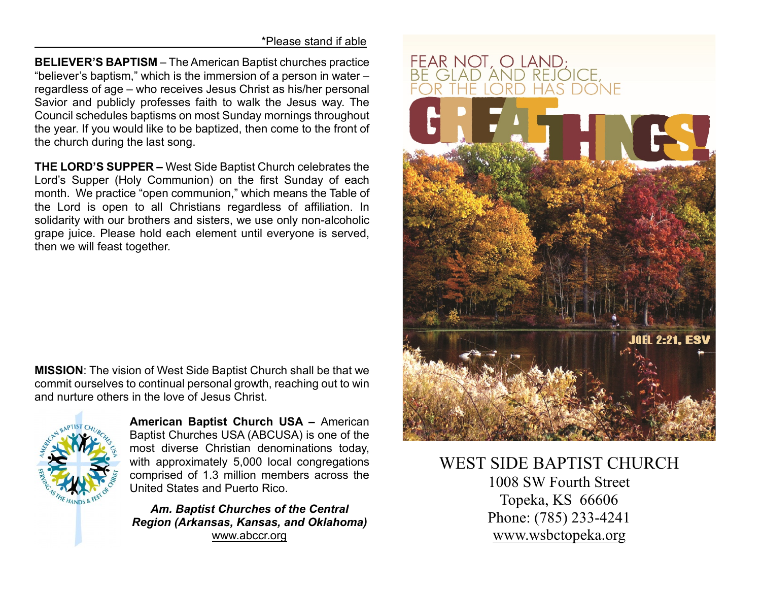*Please stand if able

**BELIEVER'S BAPTISM** – The American Baptist churches practice "believer's baptism," which is the immersion of a person in water – regardless of age – who receives Jesus Christ as his/her personal Savior and publicly professes faith to walk the Jesus way. The Council schedules baptisms on most Sunday mornings throughout the year. If you would like to be baptized, then come to the front of the church during the last song.

**THE LORD'S SUPPER –** West Side Baptist Church celebrates the Lord's Supper (Holy Communion) on the first Sunday of each month. We practice "open communion," which means the Table of the Lord is open to all Christians regardless of affiliation. In solidarity with our brothers and sisters, we use only non-alcoholic grape juice. Please hold each element until everyone is served, then we will feast together.

**MISSION**: The vision of West Side Baptist Church shall be that we commit ourselves to continual personal growth, reaching out to win and nurture others in the love of Jesus Christ.

**American Baptist Church USA –** American Baptist Churches USA (ABCUSA) is one of the most diverse Christian denominations today, with approximately 5,000 local congregations comprised of 1.3 million members across the United States and Puerto Rico.

***Am. Baptist Churches of the Central Region (Arkansas, Kansas, and Oklahoma)***
www.abccr.org

FEAR NOT, O LAND;
BE GLAD AND REJOICE,
FOR THE LORD HAS DONE
GREAT THINGS!
JOEL 2:21, ESV

WEST SIDE BAPTIST CHURCH
1008 SW Fourth Street
Topeka, KS 66606
Phone: (785) 233-4241
www.wsbctopeka.org